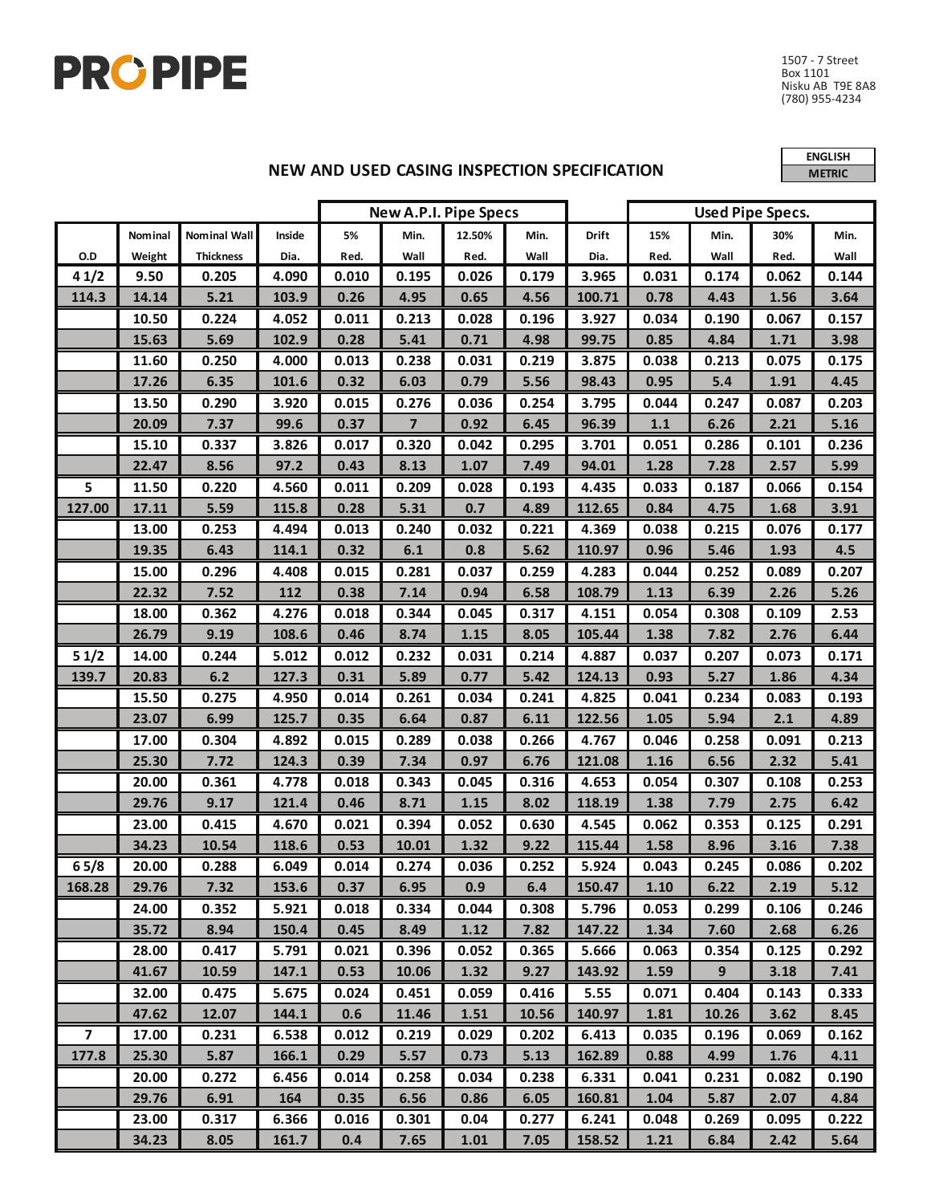PRO PIPE

1507 - 7 Street
Box 1101
Nisku AB T9E 8A8
(780) 955-4234

## NEW AND USED CASING INSPECTION SPECIFICATION

ENGLISH
METRIC

| | | | | New A.P.I. Pipe Specs | | | | | Used Pipe Specs. | | | |
|---|---|---|---|---|---|---|---|---|---|---|---|---|
| O.D | Nominal Weight | Nominal Wall Thickness | Inside Dia. | 5% Red. | Min. Wall | 12.50% Red. | Min. Wall | Drift Dia. | 15% Red. | Min. Wall | 30% Red. | Min. Wall |
| 4 1/2 | 9.50 | 0.205 | 4.090 | 0.010 | 0.195 | 0.026 | 0.179 | 3.965 | 0.031 | 0.174 | 0.062 | 0.144 |
| 114.3 | 14.14 | 5.21 | 103.9 | 0.26 | 4.95 | 0.65 | 4.56 | 100.71 | 0.78 | 4.43 | 1.56 | 3.64 |
| | 10.50 | 0.224 | 4.052 | 0.011 | 0.213 | 0.028 | 0.196 | 3.927 | 0.034 | 0.190 | 0.067 | 0.157 |
| | 15.63 | 5.69 | 102.9 | 0.28 | 5.41 | 0.71 | 4.98 | 99.75 | 0.85 | 4.84 | 1.71 | 3.98 |
| | 11.60 | 0.250 | 4.000 | 0.013 | 0.238 | 0.031 | 0.219 | 3.875 | 0.038 | 0.213 | 0.075 | 0.175 |
| | 17.26 | 6.35 | 101.6 | 0.32 | 6.03 | 0.79 | 5.56 | 98.43 | 0.95 | 5.4 | 1.91 | 4.45 |
| | 13.50 | 0.290 | 3.920 | 0.015 | 0.276 | 0.036 | 0.254 | 3.795 | 0.044 | 0.247 | 0.087 | 0.203 |
| | 20.09 | 7.37 | 99.6 | 0.37 | 7 | 0.92 | 6.45 | 96.39 | 1.1 | 6.26 | 2.21 | 5.16 |
| | 15.10 | 0.337 | 3.826 | 0.017 | 0.320 | 0.042 | 0.295 | 3.701 | 0.051 | 0.286 | 0.101 | 0.236 |
| | 22.47 | 8.56 | 97.2 | 0.43 | 8.13 | 1.07 | 7.49 | 94.01 | 1.28 | 7.28 | 2.57 | 5.99 |
| 5 | 11.50 | 0.220 | 4.560 | 0.011 | 0.209 | 0.028 | 0.193 | 4.435 | 0.033 | 0.187 | 0.066 | 0.154 |
| 127.00 | 17.11 | 5.59 | 115.8 | 0.28 | 5.31 | 0.7 | 4.89 | 112.65 | 0.84 | 4.75 | 1.68 | 3.91 |
| | 13.00 | 0.253 | 4.494 | 0.013 | 0.240 | 0.032 | 0.221 | 4.369 | 0.038 | 0.215 | 0.076 | 0.177 |
| | 19.35 | 6.43 | 114.1 | 0.32 | 6.1 | 0.8 | 5.62 | 110.97 | 0.96 | 5.46 | 1.93 | 4.5 |
| | 15.00 | 0.296 | 4.408 | 0.015 | 0.281 | 0.037 | 0.259 | 4.283 | 0.044 | 0.252 | 0.089 | 0.207 |
| | 22.32 | 7.52 | 112 | 0.38 | 7.14 | 0.94 | 6.58 | 108.79 | 1.13 | 6.39 | 2.26 | 5.26 |
| | 18.00 | 0.362 | 4.276 | 0.018 | 0.344 | 0.045 | 0.317 | 4.151 | 0.054 | 0.308 | 0.109 | 2.53 |
| | 26.79 | 9.19 | 108.6 | 0.46 | 8.74 | 1.15 | 8.05 | 105.44 | 1.38 | 7.82 | 2.76 | 6.44 |
| 5 1/2 | 14.00 | 0.244 | 5.012 | 0.012 | 0.232 | 0.031 | 0.214 | 4.887 | 0.037 | 0.207 | 0.073 | 0.171 |
| 139.7 | 20.83 | 6.2 | 127.3 | 0.31 | 5.89 | 0.77 | 5.42 | 124.13 | 0.93 | 5.27 | 1.86 | 4.34 |
| | 15.50 | 0.275 | 4.950 | 0.014 | 0.261 | 0.034 | 0.241 | 4.825 | 0.041 | 0.234 | 0.083 | 0.193 |
| | 23.07 | 6.99 | 125.7 | 0.35 | 6.64 | 0.87 | 6.11 | 122.56 | 1.05 | 5.94 | 2.1 | 4.89 |
| | 17.00 | 0.304 | 4.892 | 0.015 | 0.289 | 0.038 | 0.266 | 4.767 | 0.046 | 0.258 | 0.091 | 0.213 |
| | 25.30 | 7.72 | 124.3 | 0.39 | 7.34 | 0.97 | 6.76 | 121.08 | 1.16 | 6.56 | 2.32 | 5.41 |
| | 20.00 | 0.361 | 4.778 | 0.018 | 0.343 | 0.045 | 0.316 | 4.653 | 0.054 | 0.307 | 0.108 | 0.253 |
| | 29.76 | 9.17 | 121.4 | 0.46 | 8.71 | 1.15 | 8.02 | 118.19 | 1.38 | 7.79 | 2.75 | 6.42 |
| | 23.00 | 0.415 | 4.670 | 0.021 | 0.394 | 0.052 | 0.630 | 4.545 | 0.062 | 0.353 | 0.125 | 0.291 |
| | 34.23 | 10.54 | 118.6 | 0.53 | 10.01 | 1.32 | 9.22 | 115.44 | 1.58 | 8.96 | 3.16 | 7.38 |
| 6 5/8 | 20.00 | 0.288 | 6.049 | 0.014 | 0.274 | 0.036 | 0.252 | 5.924 | 0.043 | 0.245 | 0.086 | 0.202 |
| 168.28 | 29.76 | 7.32 | 153.6 | 0.37 | 6.95 | 0.9 | 6.4 | 150.47 | 1.10 | 6.22 | 2.19 | 5.12 |
| | 24.00 | 0.352 | 5.921 | 0.018 | 0.334 | 0.044 | 0.308 | 5.796 | 0.053 | 0.299 | 0.106 | 0.246 |
| | 35.72 | 8.94 | 150.4 | 0.45 | 8.49 | 1.12 | 7.82 | 147.22 | 1.34 | 7.60 | 2.68 | 6.26 |
| | 28.00 | 0.417 | 5.791 | 0.021 | 0.396 | 0.052 | 0.365 | 5.666 | 0.063 | 0.354 | 0.125 | 0.292 |
| | 41.67 | 10.59 | 147.1 | 0.53 | 10.06 | 1.32 | 9.27 | 143.92 | 1.59 | 9 | 3.18 | 7.41 |
| | 32.00 | 0.475 | 5.675 | 0.024 | 0.451 | 0.059 | 0.416 | 5.55 | 0.071 | 0.404 | 0.143 | 0.333 |
| | 47.62 | 12.07 | 144.1 | 0.6 | 11.46 | 1.51 | 10.56 | 140.97 | 1.81 | 10.26 | 3.62 | 8.45 |
| 7 | 17.00 | 0.231 | 6.538 | 0.012 | 0.219 | 0.029 | 0.202 | 6.413 | 0.035 | 0.196 | 0.069 | 0.162 |
| 177.8 | 25.30 | 5.87 | 166.1 | 0.29 | 5.57 | 0.73 | 5.13 | 162.89 | 0.88 | 4.99 | 1.76 | 4.11 |
| | 20.00 | 0.272 | 6.456 | 0.014 | 0.258 | 0.034 | 0.238 | 6.331 | 0.041 | 0.231 | 0.082 | 0.190 |
| | 29.76 | 6.91 | 164 | 0.35 | 6.56 | 0.86 | 6.05 | 160.81 | 1.04 | 5.87 | 2.07 | 4.84 |
| | 23.00 | 0.317 | 6.366 | 0.016 | 0.301 | 0.04 | 0.277 | 6.241 | 0.048 | 0.269 | 0.095 | 0.222 |
| | 34.23 | 8.05 | 161.7 | 0.4 | 7.65 | 1.01 | 7.05 | 158.52 | 1.21 | 6.84 | 2.42 | 5.64 |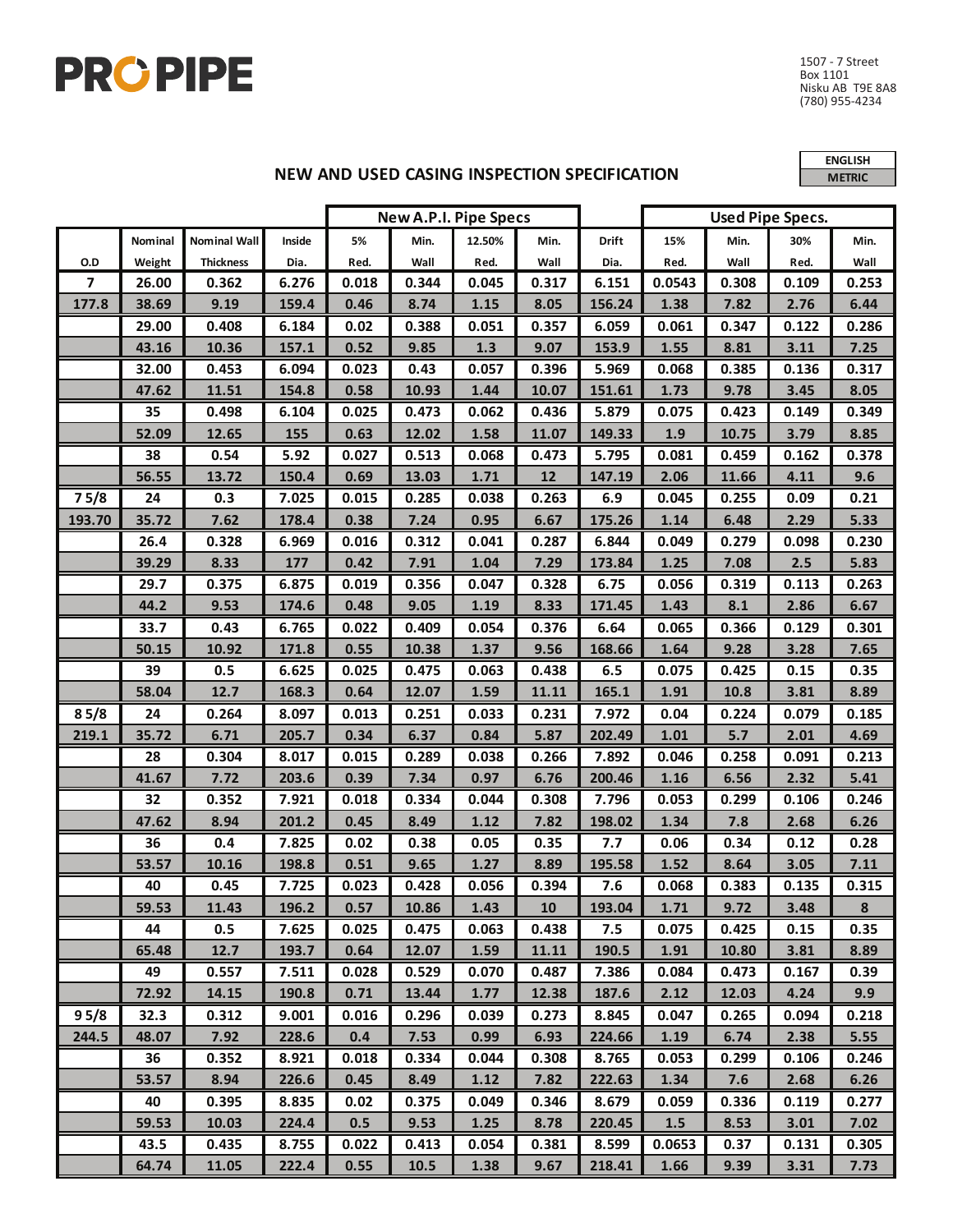PROPIPE

1507 - 7 Street
Box 1101
Nisku AB T9E 8A8
(780) 955-4234

## NEW AND USED CASING INSPECTION SPECIFICATION

| ENGLISH |
|---|
| METRIC |

| | | | | New A.P.I. Pipe Specs | | | | | Used Pipe Specs. | | | |
|---|---|---|---|---|---|---|---|---|---|---|---|---|
| O.D | Nominal Weight | Nominal Wall Thickness | Inside Dia. | 5% Red. | Min. Wall | 12.50% Red. | Min. Wall | Drift Dia. | 15% Red. | Min. Wall | 30% Red. | Min. Wall |
| 7 | 26.00 | 0.362 | 6.276 | 0.018 | 0.344 | 0.045 | 0.317 | 6.151 | 0.0543 | 0.308 | 0.109 | 0.253 |
| 177.8 | 38.69 | 9.19 | 159.4 | 0.46 | 8.74 | 1.15 | 8.05 | 156.24 | 1.38 | 7.82 | 2.76 | 6.44 |
| | 29.00 | 0.408 | 6.184 | 0.02 | 0.388 | 0.051 | 0.357 | 6.059 | 0.061 | 0.347 | 0.122 | 0.286 |
| | 43.16 | 10.36 | 157.1 | 0.52 | 9.85 | 1.3 | 9.07 | 153.9 | 1.55 | 8.81 | 3.11 | 7.25 |
| | 32.00 | 0.453 | 6.094 | 0.023 | 0.43 | 0.057 | 0.396 | 5.969 | 0.068 | 0.385 | 0.136 | 0.317 |
| | 47.62 | 11.51 | 154.8 | 0.58 | 10.93 | 1.44 | 10.07 | 151.61 | 1.73 | 9.78 | 3.45 | 8.05 |
| | 35 | 0.498 | 6.104 | 0.025 | 0.473 | 0.062 | 0.436 | 5.879 | 0.075 | 0.423 | 0.149 | 0.349 |
| | 52.09 | 12.65 | 155 | 0.63 | 12.02 | 1.58 | 11.07 | 149.33 | 1.9 | 10.75 | 3.79 | 8.85 |
| | 38 | 0.54 | 5.92 | 0.027 | 0.513 | 0.068 | 0.473 | 5.795 | 0.081 | 0.459 | 0.162 | 0.378 |
| | 56.55 | 13.72 | 150.4 | 0.69 | 13.03 | 1.71 | 12 | 147.19 | 2.06 | 11.66 | 4.11 | 9.6 |
| 7 5/8 | 24 | 0.3 | 7.025 | 0.015 | 0.285 | 0.038 | 0.263 | 6.9 | 0.045 | 0.255 | 0.09 | 0.21 |
| 193.70 | 35.72 | 7.62 | 178.4 | 0.38 | 7.24 | 0.95 | 6.67 | 175.26 | 1.14 | 6.48 | 2.29 | 5.33 |
| | 26.4 | 0.328 | 6.969 | 0.016 | 0.312 | 0.041 | 0.287 | 6.844 | 0.049 | 0.279 | 0.098 | 0.230 |
| | 39.29 | 8.33 | 177 | 0.42 | 7.91 | 1.04 | 7.29 | 173.84 | 1.25 | 7.08 | 2.5 | 5.83 |
| | 29.7 | 0.375 | 6.875 | 0.019 | 0.356 | 0.047 | 0.328 | 6.75 | 0.056 | 0.319 | 0.113 | 0.263 |
| | 44.2 | 9.53 | 174.6 | 0.48 | 9.05 | 1.19 | 8.33 | 171.45 | 1.43 | 8.1 | 2.86 | 6.67 |
| | 33.7 | 0.43 | 6.765 | 0.022 | 0.409 | 0.054 | 0.376 | 6.64 | 0.065 | 0.366 | 0.129 | 0.301 |
| | 50.15 | 10.92 | 171.8 | 0.55 | 10.38 | 1.37 | 9.56 | 168.66 | 1.64 | 9.28 | 3.28 | 7.65 |
| | 39 | 0.5 | 6.625 | 0.025 | 0.475 | 0.063 | 0.438 | 6.5 | 0.075 | 0.425 | 0.15 | 0.35 |
| | 58.04 | 12.7 | 168.3 | 0.64 | 12.07 | 1.59 | 11.11 | 165.1 | 1.91 | 10.8 | 3.81 | 8.89 |
| 8 5/8 | 24 | 0.264 | 8.097 | 0.013 | 0.251 | 0.033 | 0.231 | 7.972 | 0.04 | 0.224 | 0.079 | 0.185 |
| 219.1 | 35.72 | 6.71 | 205.7 | 0.34 | 6.37 | 0.84 | 5.87 | 202.49 | 1.01 | 5.7 | 2.01 | 4.69 |
| | 28 | 0.304 | 8.017 | 0.015 | 0.289 | 0.038 | 0.266 | 7.892 | 0.046 | 0.258 | 0.091 | 0.213 |
| | 41.67 | 7.72 | 203.6 | 0.39 | 7.34 | 0.97 | 6.76 | 200.46 | 1.16 | 6.56 | 2.32 | 5.41 |
| | 32 | 0.352 | 7.921 | 0.018 | 0.334 | 0.044 | 0.308 | 7.796 | 0.053 | 0.299 | 0.106 | 0.246 |
| | 47.62 | 8.94 | 201.2 | 0.45 | 8.49 | 1.12 | 7.82 | 198.02 | 1.34 | 7.8 | 2.68 | 6.26 |
| | 36 | 0.4 | 7.825 | 0.02 | 0.38 | 0.05 | 0.35 | 7.7 | 0.06 | 0.34 | 0.12 | 0.28 |
| | 53.57 | 10.16 | 198.8 | 0.51 | 9.65 | 1.27 | 8.89 | 195.58 | 1.52 | 8.64 | 3.05 | 7.11 |
| | 40 | 0.45 | 7.725 | 0.023 | 0.428 | 0.056 | 0.394 | 7.6 | 0.068 | 0.383 | 0.135 | 0.315 |
| | 59.53 | 11.43 | 196.2 | 0.57 | 10.86 | 1.43 | 10 | 193.04 | 1.71 | 9.72 | 3.48 | 8 |
| | 44 | 0.5 | 7.625 | 0.025 | 0.475 | 0.063 | 0.438 | 7.5 | 0.075 | 0.425 | 0.15 | 0.35 |
| | 65.48 | 12.7 | 193.7 | 0.64 | 12.07 | 1.59 | 11.11 | 190.5 | 1.91 | 10.80 | 3.81 | 8.89 |
| | 49 | 0.557 | 7.511 | 0.028 | 0.529 | 0.070 | 0.487 | 7.386 | 0.084 | 0.473 | 0.167 | 0.39 |
| | 72.92 | 14.15 | 190.8 | 0.71 | 13.44 | 1.77 | 12.38 | 187.6 | 2.12 | 12.03 | 4.24 | 9.9 |
| 9 5/8 | 32.3 | 0.312 | 9.001 | 0.016 | 0.296 | 0.039 | 0.273 | 8.845 | 0.047 | 0.265 | 0.094 | 0.218 |
| 244.5 | 48.07 | 7.92 | 228.6 | 0.4 | 7.53 | 0.99 | 6.93 | 224.66 | 1.19 | 6.74 | 2.38 | 5.55 |
| | 36 | 0.352 | 8.921 | 0.018 | 0.334 | 0.044 | 0.308 | 8.765 | 0.053 | 0.299 | 0.106 | 0.246 |
| | 53.57 | 8.94 | 226.6 | 0.45 | 8.49 | 1.12 | 7.82 | 222.63 | 1.34 | 7.6 | 2.68 | 6.26 |
| | 40 | 0.395 | 8.835 | 0.02 | 0.375 | 0.049 | 0.346 | 8.679 | 0.059 | 0.336 | 0.119 | 0.277 |
| | 59.53 | 10.03 | 224.4 | 0.5 | 9.53 | 1.25 | 8.78 | 220.45 | 1.5 | 8.53 | 3.01 | 7.02 |
| | 43.5 | 0.435 | 8.755 | 0.022 | 0.413 | 0.054 | 0.381 | 8.599 | 0.0653 | 0.37 | 0.131 | 0.305 |
| | 64.74 | 11.05 | 222.4 | 0.55 | 10.5 | 1.38 | 9.67 | 218.41 | 1.66 | 9.39 | 3.31 | 7.73 |